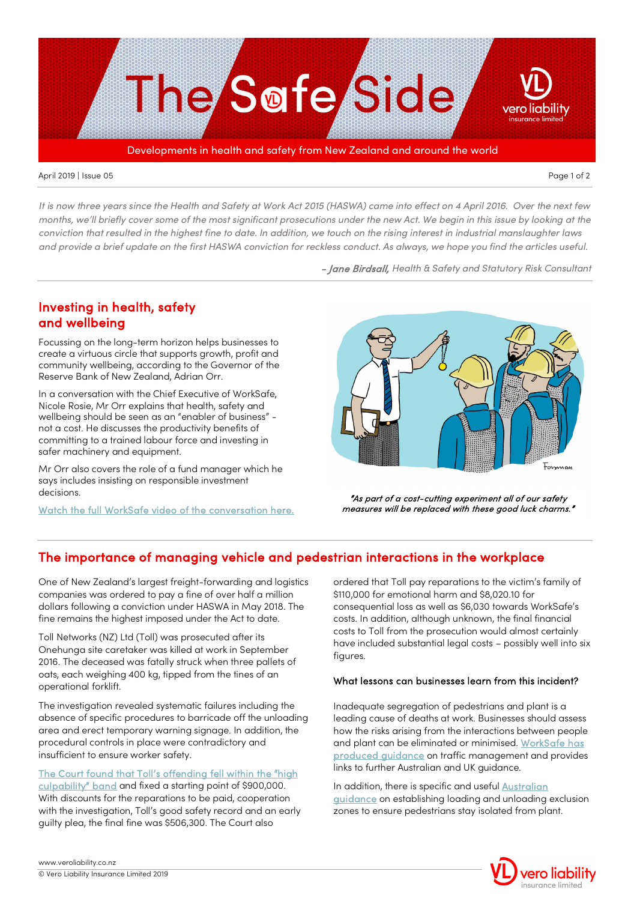# The Safe Side

Developments in health and safety from New Zealand and around the world

April 2019 | Issue 05

*It is now three years since the Health and Safety at Work Act 2015 (HASWA) came into effect on 4 April 2016. Over the next few months, we'll briefly cover some of the most significant prosecutions under the new Act. We begin in this issue by looking at the conviction that resulted in the highest fine to date. In addition, we touch on the rising interest in industrial manslaughter laws and provide a brief update on the first HASWA conviction for reckless conduct. As always, we hope you find the articles useful.*

*– **Jane Birdsall,** Health & Safety and Statutory Risk Consultant*

## Investing in health, safety and wellbeing

Focussing on the long-term horizon helps businesses to create a virtuous circle that supports growth, profit and community wellbeing, according to the Governor of the Reserve Bank of New Zealand, Adrian Orr.

In a conversation with the Chief Executive of WorkSafe, Nicole Rosie, Mr Orr explains that health, safety and wellbeing should be seen as an "enabler of business" - not a cost. He discusses the productivity benefits of committing to a trained labour force and investing in safer machinery and equipment.

Mr Orr also covers the role of a fund manager which he says includes insisting on responsible investment decisions.

Watch the full WorkSafe video of the conversation here.

*"As part of a cost-cutting experiment all of our safety measures will be replaced with these good luck charms."*

## The importance of managing vehicle and pedestrian interactions in the workplace

One of New Zealand's largest freight-forwarding and logistics companies was ordered to pay a fine of over half a million dollars following a conviction under HASWA in May 2018. The fine remains the highest imposed under the Act to date.

Toll Networks (NZ) Ltd (Toll) was prosecuted after its Onehunga site caretaker was killed at work in September 2016. The deceased was fatally struck when three pallets of oats, each weighing 400 kg, tipped from the tines of an operational forklift.

The investigation revealed systematic failures including the absence of specific procedures to barricade off the unloading area and erect temporary warning signage. In addition, the procedural controls in place were contradictory and insufficient to ensure worker safety.

The Court found that Toll's offending fell within the "high culpability" band and fixed a starting point of $900,000. With discounts for the reparations to be paid, cooperation with the investigation, Toll's good safety record and an early guilty plea, the final fine was $506,300. The Court also ordered that Toll pay reparations to the victim's family of $110,000 for emotional harm and $8,020.10 for consequential loss as well as $6,030 towards WorkSafe's costs. In addition, although unknown, the final financial costs to Toll from the prosecution would almost certainly have included substantial legal costs – possibly well into six figures.

### What lessons can businesses learn from this incident?

Inadequate segregation of pedestrians and plant is a leading cause of deaths at work. Businesses should assess how the risks arising from the interactions between people and plant can be eliminated or minimised. WorkSafe has produced guidance on traffic management and provides links to further Australian and UK guidance.

In addition, there is specific and useful Australian guidance on establishing loading and unloading exclusion zones to ensure pedestrians stay isolated from plant.

www.veroliability.co.nz
© Vero Liability Insurance Limited 2019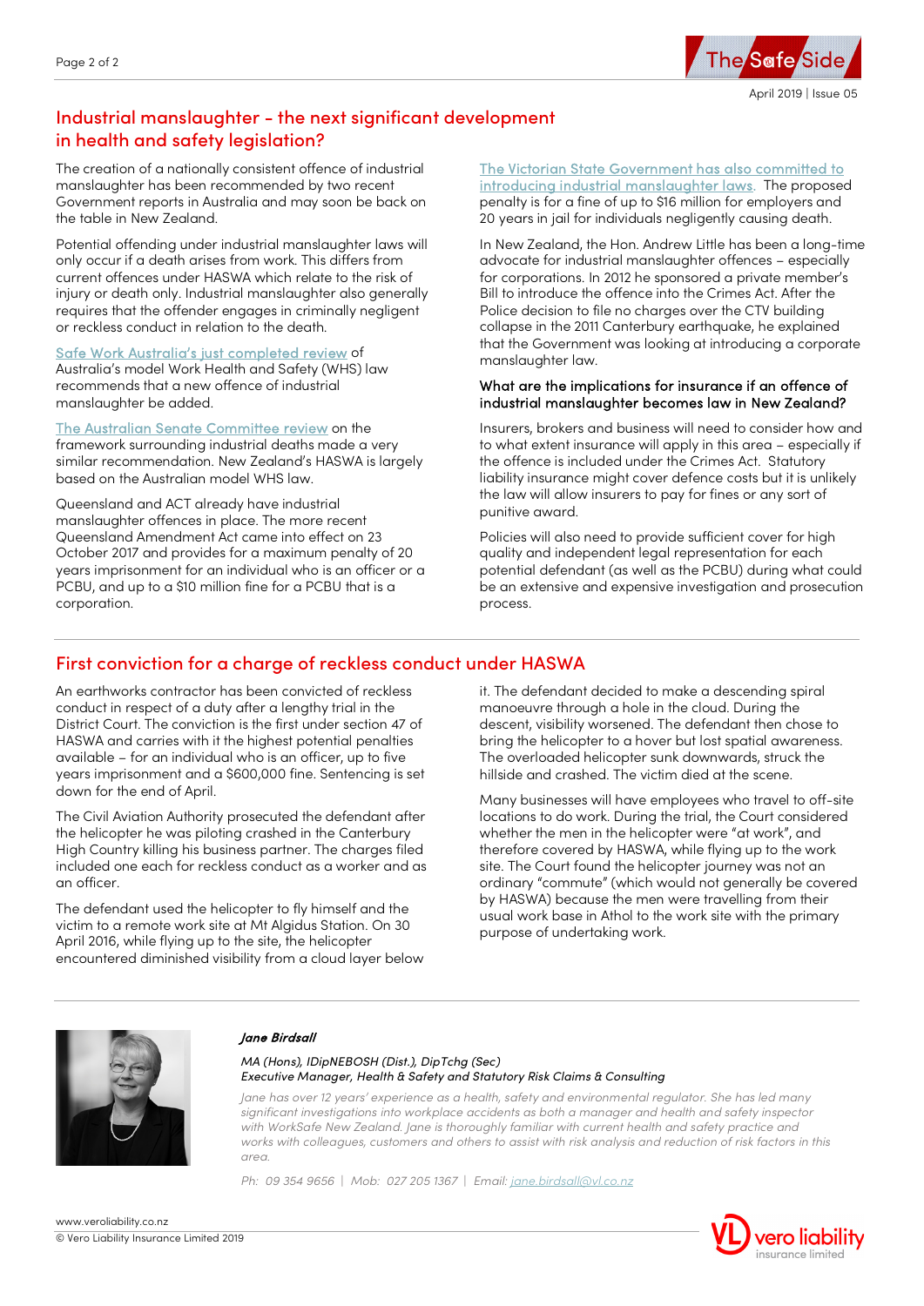## Industrial manslaughter – the next significant development in health and safety legislation?

The creation of a nationally consistent offence of industrial manslaughter has been recommended by two recent Government reports in Australia and may soon be back on the table in New Zealand.

Potential offending under industrial manslaughter laws will only occur if a death arises from work. This differs from current offences under HASWA which relate to the risk of injury or death only. Industrial manslaughter also generally requires that the offender engages in criminally negligent or reckless conduct in relation to the death.

Safe Work Australia's just completed review of Australia's model Work Health and Safety (WHS) law recommends that a new offence of industrial manslaughter be added.

The Australian Senate Committee review on the framework surrounding industrial deaths made a very similar recommendation. New Zealand's HASWA is largely based on the Australian model WHS law.

Queensland and ACT already have industrial manslaughter offences in place. The more recent Queensland Amendment Act came into effect on 23 October 2017 and provides for a maximum penalty of 20 years imprisonment for an individual who is an officer or a PCBU, and up to a $10 million fine for a PCBU that is a corporation.

The Victorian State Government has also committed to introducing industrial manslaughter laws. The proposed penalty is for a fine of up to $16 million for employers and 20 years in jail for individuals negligently causing death.

In New Zealand, the Hon. Andrew Little has been a long-time advocate for industrial manslaughter offences – especially for corporations. In 2012 he sponsored a private member's Bill to introduce the offence into the Crimes Act. After the Police decision to file no charges over the CTV building collapse in the 2011 Canterbury earthquake, he explained that the Government was looking at introducing a corporate manslaughter law.

### What are the implications for insurance if an offence of industrial manslaughter becomes law in New Zealand?

Insurers, brokers and business will need to consider how and to what extent insurance will apply in this area – especially if the offence is included under the Crimes Act. Statutory liability insurance might cover defence costs but it is unlikely the law will allow insurers to pay for fines or any sort of punitive award.

Policies will also need to provide sufficient cover for high quality and independent legal representation for each potential defendant (as well as the PCBU) during what could be an extensive and expensive investigation and prosecution process.

## First conviction for a charge of reckless conduct under HASWA

An earthworks contractor has been convicted of reckless conduct in respect of a duty after a lengthy trial in the District Court. The conviction is the first under section 47 of HASWA and carries with it the highest potential penalties available – for an individual who is an officer, up to five years imprisonment and a $600,000 fine. Sentencing is set down for the end of April.

The Civil Aviation Authority prosecuted the defendant after the helicopter he was piloting crashed in the Canterbury High Country killing his business partner. The charges filed included one each for reckless conduct as a worker and as an officer.

The defendant used the helicopter to fly himself and the victim to a remote work site at Mt Algidus Station. On 30 April 2016, while flying up to the site, the helicopter encountered diminished visibility from a cloud layer below it. The defendant decided to make a descending spiral manoeuvre through a hole in the cloud. During the descent, visibility worsened. The defendant then chose to bring the helicopter to a hover but lost spatial awareness. The overloaded helicopter sunk downwards, struck the hillside and crashed. The victim died at the scene.

Many businesses will have employees who travel to off-site locations to do work. During the trial, the Court considered whether the men in the helicopter were "at work", and therefore covered by HASWA, while flying up to the work site. The Court found the helicopter journey was not an ordinary "commute" (which would not generally be covered by HASWA) because the men were travelling from their usual work base in Athol to the work site with the primary purpose of undertaking work.

***Jane Birdsall***

*MA (Hons), IDipNEBOSH (Dist.), DipTchg (Sec)*
*Executive Manager, Health & Safety and Statutory Risk Claims & Consulting*

*Jane has over 12 years' experience as a health, safety and environmental regulator. She has led many significant investigations into workplace accidents as both a manager and health and safety inspector with WorkSafe New Zealand. Jane is thoroughly familiar with current health and safety practice and works with colleagues, customers and others to assist with risk analysis and reduction of risk factors in this area.*

*Ph: 09 354 9656 | Mob: 027 205 1367 | Email: jane.birdsall@vl.co.nz*

www.veroliability.co.nz
© Vero Liability Insurance Limited 2019